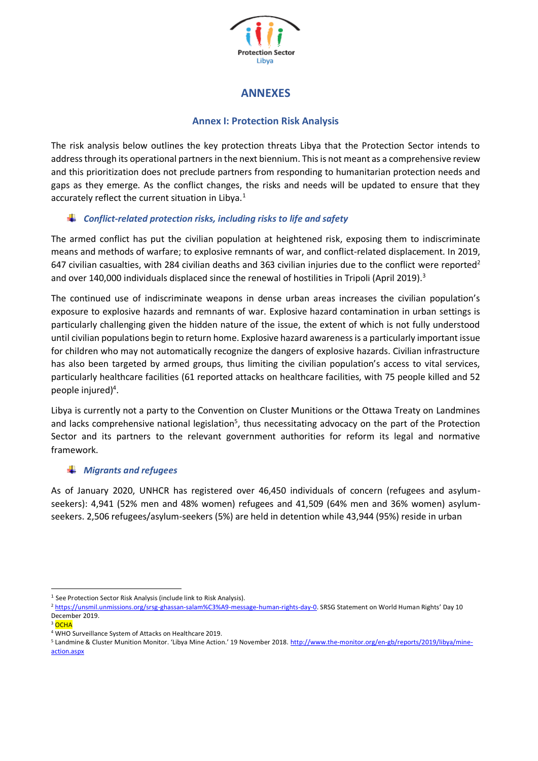Protection Sector Libya

# ANNEXES

## Annex I: Protection Risk Analysis

The risk analysis below outlines the key protection threats Libya that the Protection Sector intends to address through its operational partners in the next biennium. This is not meant as a comprehensive review and this prioritization does not preclude partners from responding to humanitarian protection needs and gaps as they emerge. As the conflict changes, the risks and needs will be updated to ensure that they accurately reflect the current situation in Libya.[1]

### *Conflict-related protection risks, including risks to life and safety*

The armed conflict has put the civilian population at heightened risk, exposing them to indiscriminate means and methods of warfare; to explosive remnants of war, and conflict-related displacement. In 2019, 647 civilian casualties, with 284 civilian deaths and 363 civilian injuries due to the conflict were reported[2] and over 140,000 individuals displaced since the renewal of hostilities in Tripoli (April 2019).[3]

The continued use of indiscriminate weapons in dense urban areas increases the civilian population's exposure to explosive hazards and remnants of war. Explosive hazard contamination in urban settings is particularly challenging given the hidden nature of the issue, the extent of which is not fully understood until civilian populations begin to return home. Explosive hazard awareness is a particularly important issue for children who may not automatically recognize the dangers of explosive hazards. Civilian infrastructure has also been targeted by armed groups, thus limiting the civilian population's access to vital services, particularly healthcare facilities (61 reported attacks on healthcare facilities, with 75 people killed and 52 people injured)[4].

Libya is currently not a party to the Convention on Cluster Munitions or the Ottawa Treaty on Landmines and lacks comprehensive national legislation[5], thus necessitating advocacy on the part of the Protection Sector and its partners to the relevant government authorities for reform its legal and normative framework.

### *Migrants and refugees*

As of January 2020, UNHCR has registered over 46,450 individuals of concern (refugees and asylum-seekers): 4,941 (52% men and 48% women) refugees and 41,509 (64% men and 36% women) asylum-seekers. 2,506 refugees/asylum-seekers (5%) are held in detention while 43,944 (95%) reside in urban

---

[1] See Protection Sector Risk Analysis (include link to Risk Analysis).

[2] https://unsmil.unmissions.org/srsg-ghassan-salam%C3%A9-message-human-rights-day-0. SRSG Statement on World Human Rights' Day 10 December 2019.

[3] OCHA

[4] WHO Surveillance System of Attacks on Healthcare 2019.

[5] Landmine & Cluster Munition Monitor. 'Libya Mine Action.' 19 November 2018. http://www.the-monitor.org/en-gb/reports/2019/libya/mine-action.aspx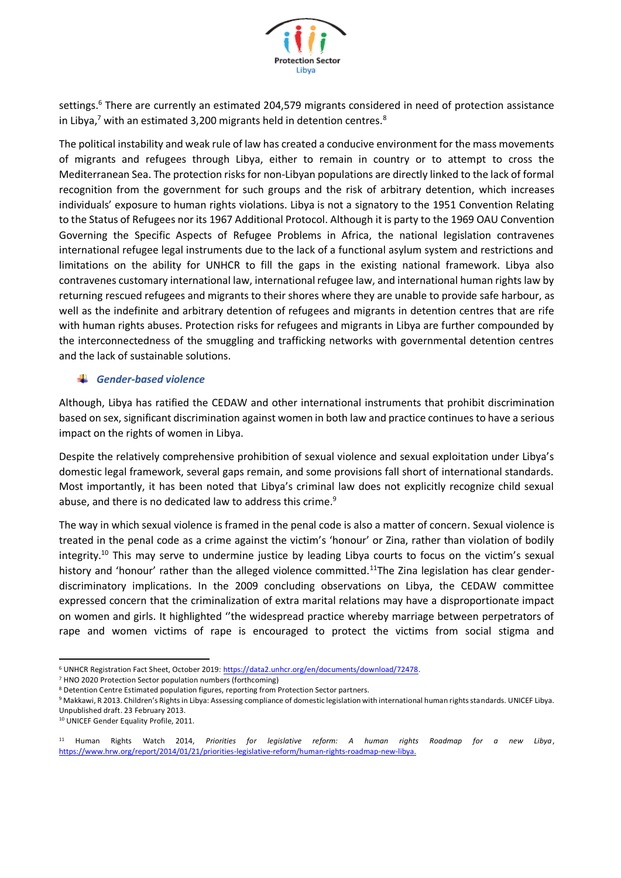settings.[6] There are currently an estimated 204,579 migrants considered in need of protection assistance in Libya,[7] with an estimated 3,200 migrants held in detention centres.[8]

The political instability and weak rule of law has created a conducive environment for the mass movements of migrants and refugees through Libya, either to remain in country or to attempt to cross the Mediterranean Sea. The protection risks for non-Libyan populations are directly linked to the lack of formal recognition from the government for such groups and the risk of arbitrary detention, which increases individuals' exposure to human rights violations. Libya is not a signatory to the 1951 Convention Relating to the Status of Refugees nor its 1967 Additional Protocol. Although it is party to the 1969 OAU Convention Governing the Specific Aspects of Refugee Problems in Africa, the national legislation contravenes international refugee legal instruments due to the lack of a functional asylum system and restrictions and limitations on the ability for UNHCR to fill the gaps in the existing national framework. Libya also contravenes customary international law, international refugee law, and international human rights law by returning rescued refugees and migrants to their shores where they are unable to provide safe harbour, as well as the indefinite and arbitrary detention of refugees and migrants in detention centres that are rife with human rights abuses. Protection risks for refugees and migrants in Libya are further compounded by the interconnectedness of the smuggling and trafficking networks with governmental detention centres and the lack of sustainable solutions.

### *Gender-based violence*

Although, Libya has ratified the CEDAW and other international instruments that prohibit discrimination based on sex, significant discrimination against women in both law and practice continues to have a serious impact on the rights of women in Libya.

Despite the relatively comprehensive prohibition of sexual violence and sexual exploitation under Libya's domestic legal framework, several gaps remain, and some provisions fall short of international standards. Most importantly, it has been noted that Libya's criminal law does not explicitly recognize child sexual abuse, and there is no dedicated law to address this crime.[9]

The way in which sexual violence is framed in the penal code is also a matter of concern. Sexual violence is treated in the penal code as a crime against the victim's 'honour' or Zina, rather than violation of bodily integrity.[10] This may serve to undermine justice by leading Libya courts to focus on the victim's sexual history and 'honour' rather than the alleged violence committed.[11]The Zina legislation has clear gender-discriminatory implications. In the 2009 concluding observations on Libya, the CEDAW committee expressed concern that the criminalization of extra marital relations may have a disproportionate impact on women and girls. It highlighted ''the widespread practice whereby marriage between perpetrators of rape and women victims of rape is encouraged to protect the victims from social stigma and

---

[6] UNHCR Registration Fact Sheet, October 2019: https://data2.unhcr.org/en/documents/download/72478.

[7] HNO 2020 Protection Sector population numbers (forthcoming)

[8] Detention Centre Estimated population figures, reporting from Protection Sector partners.

[9] Makkawi, R 2013. Children's Rights in Libya: Assessing compliance of domestic legislation with international human rights standards. UNICEF Libya. Unpublished draft. 23 February 2013.

[10] UNICEF Gender Equality Profile, 2011.

[11] Human Rights Watch 2014, *Priorities for legislative reform: A human rights Roadmap for a new Libya*, https://www.hrw.org/report/2014/01/21/priorities-legislative-reform/human-rights-roadmap-new-libya.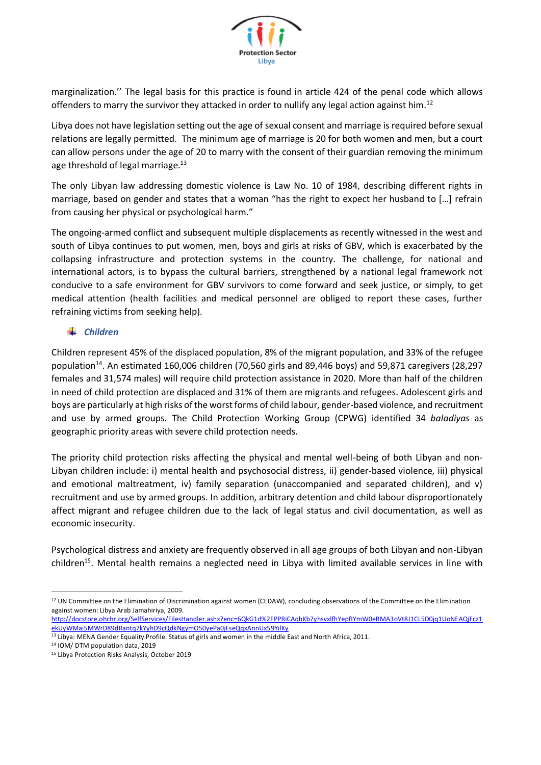marginalization.'' The legal basis for this practice is found in article 424 of the penal code which allows offenders to marry the survivor they attacked in order to nullify any legal action against him.[12]

Libya does not have legislation setting out the age of sexual consent and marriage is required before sexual relations are legally permitted. The minimum age of marriage is 20 for both women and men, but a court can allow persons under the age of 20 to marry with the consent of their guardian removing the minimum age threshold of legal marriage.[13]

The only Libyan law addressing domestic violence is Law No. 10 of 1984, describing different rights in marriage, based on gender and states that a woman "has the right to expect her husband to […] refrain from causing her physical or psychological harm."

The ongoing-armed conflict and subsequent multiple displacements as recently witnessed in the west and south of Libya continues to put women, men, boys and girls at risks of GBV, which is exacerbated by the collapsing infrastructure and protection systems in the country. The challenge, for national and international actors, is to bypass the cultural barriers, strengthened by a national legal framework not conducive to a safe environment for GBV survivors to come forward and seek justice, or simply, to get medical attention (health facilities and medical personnel are obliged to report these cases, further refraining victims from seeking help).

### *Children*

Children represent 45% of the displaced population, 8% of the migrant population, and 33% of the refugee population[14]. An estimated 160,006 children (70,560 girls and 89,446 boys) and 59,871 caregivers (28,297 females and 31,574 males) will require child protection assistance in 2020. More than half of the children in need of child protection are displaced and 31% of them are migrants and refugees. Adolescent girls and boys are particularly at high risks of the worst forms of child labour, gender-based violence, and recruitment and use by armed groups. The Child Protection Working Group (CPWG) identified 34 *baladiyas* as geographic priority areas with severe child protection needs.

The priority child protection risks affecting the physical and mental well-being of both Libyan and non-Libyan children include: i) mental health and psychosocial distress, ii) gender-based violence, iii) physical and emotional maltreatment, iv) family separation (unaccompanied and separated children), and v) recruitment and use by armed groups. In addition, arbitrary detention and child labour disproportionately affect migrant and refugee children due to the lack of legal status and civil documentation, as well as economic insecurity.

Psychological distress and anxiety are frequently observed in all age groups of both Libyan and non-Libyan children[15]. Mental health remains a neglected need in Libya with limited available services in line with

---

[12] UN Committee on the Elimination of Discrimination against women (CEDAW), concluding observations of the Committee on the Elimination against women: Libya Arab Jamahiriya, 2009. http://docstore.ohchr.org/SelfServices/FilesHandler.ashx?enc=6QkG1d%2FPPRiCAqhKb7yhsvxlfhYepfIYmW0eRMA3oVt8J1CL5D0jq1UoNEAQjFcz1ekUyWMai5MWrD89dRantq7kYyhD9cQdkNgymO50yePa0jFseQqxAnnUx59YilKy

[13] Libya: MENA Gender Equality Profile. Status of girls and women in the middle East and North Africa, 2011.

[14] IOM/ DTM population data, 2019

[15] Libya Protection Risks Analysis, October 2019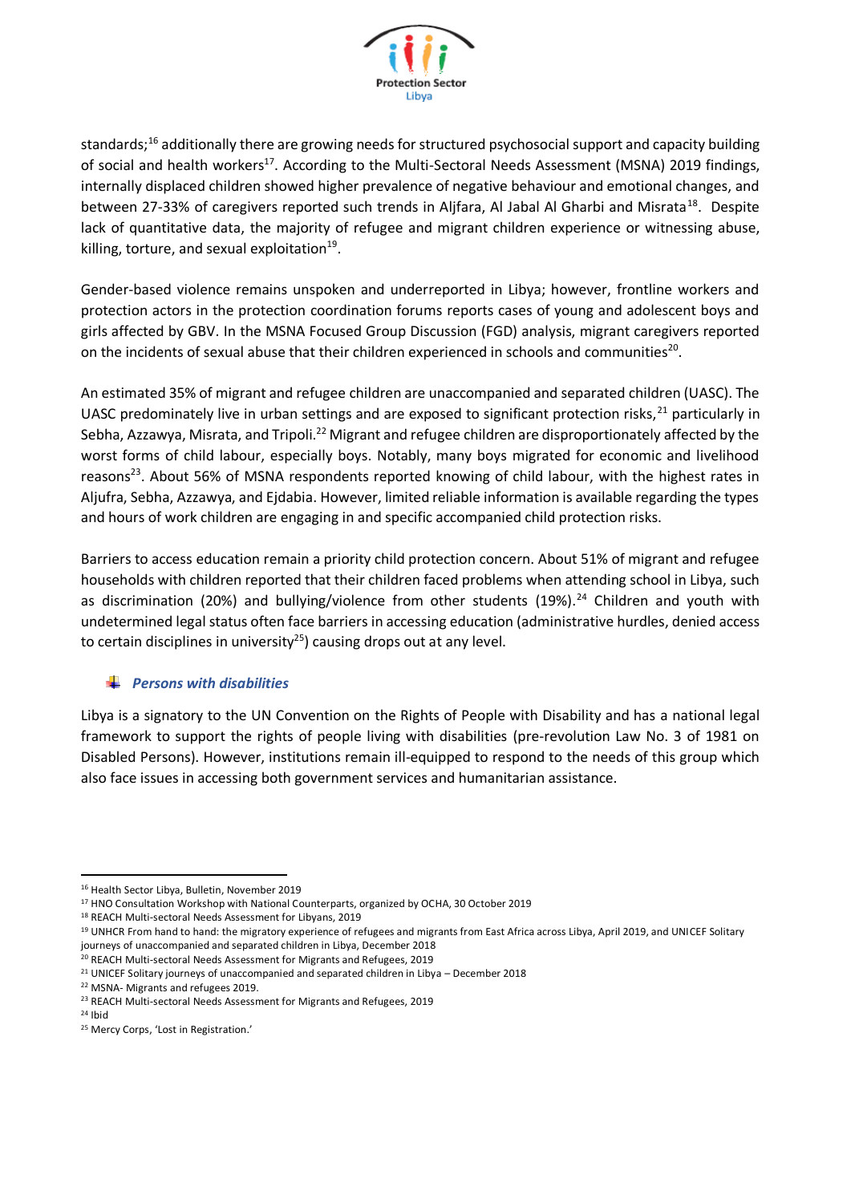standards;[16] additionally there are growing needs for structured psychosocial support and capacity building of social and health workers[17]. According to the Multi-Sectoral Needs Assessment (MSNA) 2019 findings, internally displaced children showed higher prevalence of negative behaviour and emotional changes, and between 27-33% of caregivers reported such trends in Aljfara, Al Jabal Al Gharbi and Misrata[18]. Despite lack of quantitative data, the majority of refugee and migrant children experience or witnessing abuse, killing, torture, and sexual exploitation[19].

Gender-based violence remains unspoken and underreported in Libya; however, frontline workers and protection actors in the protection coordination forums reports cases of young and adolescent boys and girls affected by GBV. In the MSNA Focused Group Discussion (FGD) analysis, migrant caregivers reported on the incidents of sexual abuse that their children experienced in schools and communities[20].

An estimated 35% of migrant and refugee children are unaccompanied and separated children (UASC). The UASC predominately live in urban settings and are exposed to significant protection risks,[21] particularly in Sebha, Azzawya, Misrata, and Tripoli.[22] Migrant and refugee children are disproportionately affected by the worst forms of child labour, especially boys. Notably, many boys migrated for economic and livelihood reasons[23]. About 56% of MSNA respondents reported knowing of child labour, with the highest rates in Aljufra, Sebha, Azzawya, and Ejdabia. However, limited reliable information is available regarding the types and hours of work children are engaging in and specific accompanied child protection risks.

Barriers to access education remain a priority child protection concern. About 51% of migrant and refugee households with children reported that their children faced problems when attending school in Libya, such as discrimination (20%) and bullying/violence from other students (19%).[24] Children and youth with undetermined legal status often face barriers in accessing education (administrative hurdles, denied access to certain disciplines in university[25]) causing drops out at any level.

### *Persons with disabilities*

Libya is a signatory to the UN Convention on the Rights of People with Disability and has a national legal framework to support the rights of people living with disabilities (pre-revolution Law No. 3 of 1981 on Disabled Persons). However, institutions remain ill-equipped to respond to the needs of this group which also face issues in accessing both government services and humanitarian assistance.

---

[16] Health Sector Libya, Bulletin, November 2019
[17] HNO Consultation Workshop with National Counterparts, organized by OCHA, 30 October 2019
[18] REACH Multi-sectoral Needs Assessment for Libyans, 2019
[19] UNHCR From hand to hand: the migratory experience of refugees and migrants from East Africa across Libya, April 2019, and UNICEF Solitary journeys of unaccompanied and separated children in Libya, December 2018
[20] REACH Multi-sectoral Needs Assessment for Migrants and Refugees, 2019
[21] UNICEF Solitary journeys of unaccompanied and separated children in Libya – December 2018
[22] MSNA- Migrants and refugees 2019.
[23] REACH Multi-sectoral Needs Assessment for Migrants and Refugees, 2019
[24] Ibid
[25] Mercy Corps, 'Lost in Registration.'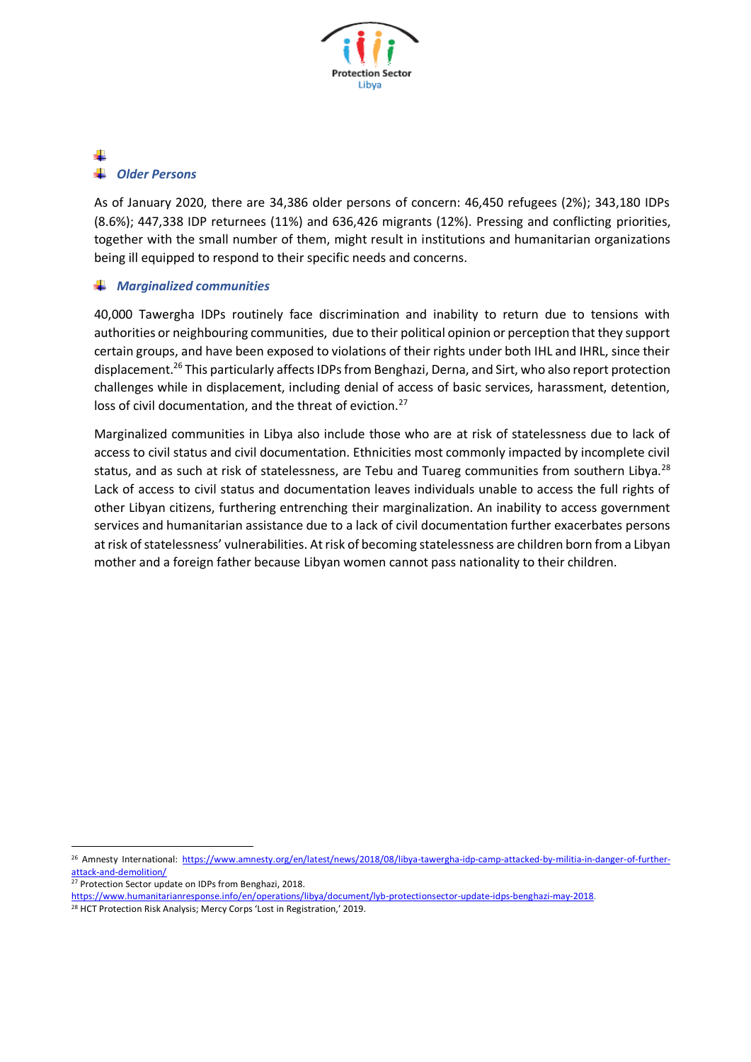### *Older Persons*

As of January 2020, there are 34,386 older persons of concern: 46,450 refugees (2%); 343,180 IDPs (8.6%); 447,338 IDP returnees (11%) and 636,426 migrants (12%). Pressing and conflicting priorities, together with the small number of them, might result in institutions and humanitarian organizations being ill equipped to respond to their specific needs and concerns.

### *Marginalized communities*

40,000 Tawergha IDPs routinely face discrimination and inability to return due to tensions with authorities or neighbouring communities, due to their political opinion or perception that they support certain groups, and have been exposed to violations of their rights under both IHL and IHRL, since their displacement.[26] This particularly affects IDPs from Benghazi, Derna, and Sirt, who also report protection challenges while in displacement, including denial of access of basic services, harassment, detention, loss of civil documentation, and the threat of eviction.[27]

Marginalized communities in Libya also include those who are at risk of statelessness due to lack of access to civil status and civil documentation. Ethnicities most commonly impacted by incomplete civil status, and as such at risk of statelessness, are Tebu and Tuareg communities from southern Libya.[28] Lack of access to civil status and documentation leaves individuals unable to access the full rights of other Libyan citizens, furthering entrenching their marginalization. An inability to access government services and humanitarian assistance due to a lack of civil documentation further exacerbates persons at risk of statelessness' vulnerabilities. At risk of becoming statelessness are children born from a Libyan mother and a foreign father because Libyan women cannot pass nationality to their children.

---

[26] Amnesty International: https://www.amnesty.org/en/latest/news/2018/08/libya-tawergha-idp-camp-attacked-by-militia-in-danger-of-further-attack-and-demolition/

[27] Protection Sector update on IDPs from Benghazi, 2018. https://www.humanitarianresponse.info/en/operations/libya/document/lyb-protectionsector-update-idps-benghazi-may-2018.

[28] HCT Protection Risk Analysis; Mercy Corps 'Lost in Registration,' 2019.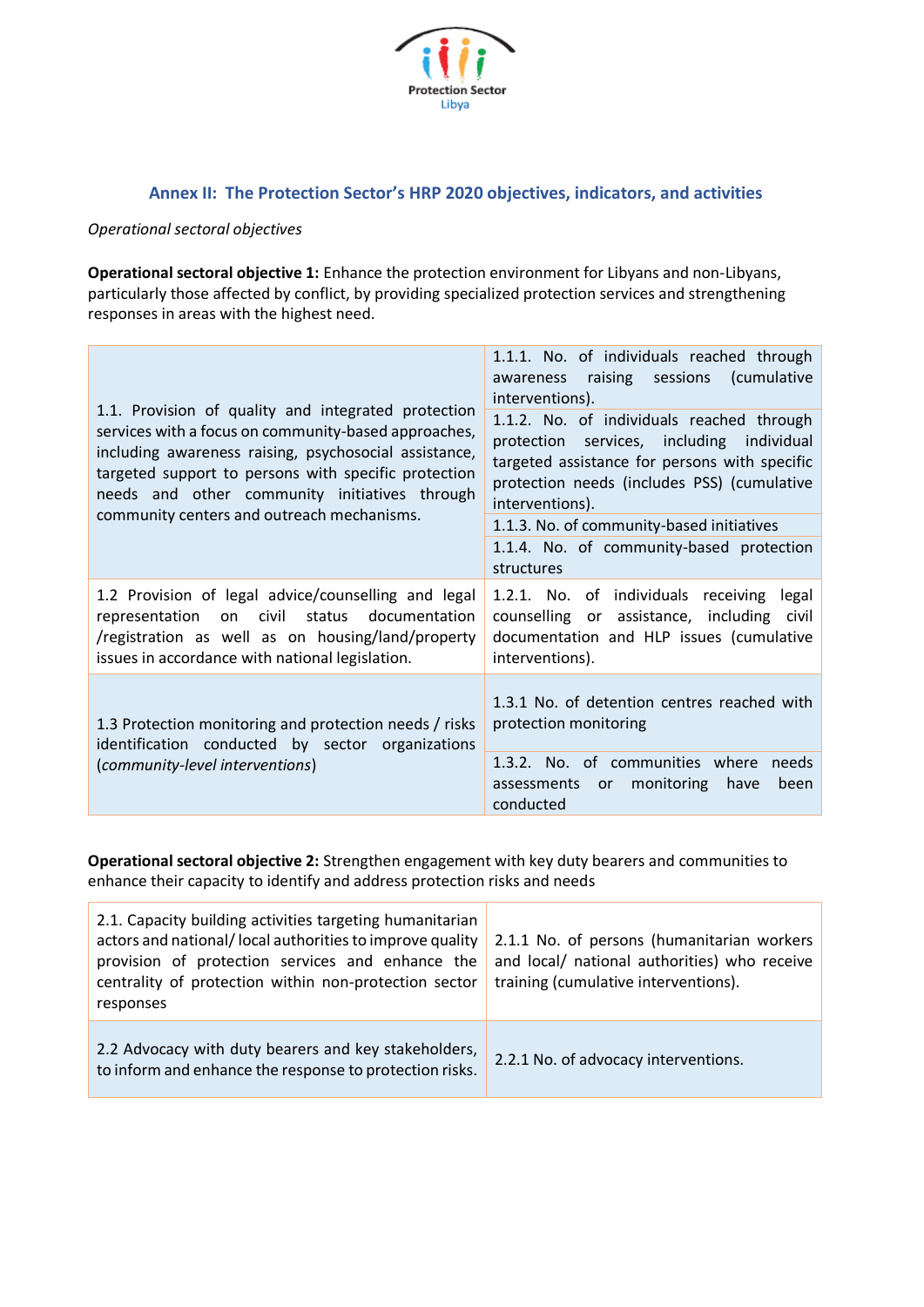## Annex II: The Protection Sector's HRP 2020 objectives, indicators, and activities

*Operational sectoral objectives*

**Operational sectoral objective 1:** Enhance the protection environment for Libyans and non-Libyans, particularly those affected by conflict, by providing specialized protection services and strengthening responses in areas with the highest need.

| | |
|---|---|
| 1.1. Provision of quality and integrated protection services with a focus on community-based approaches, including awareness raising, psychosocial assistance, targeted support to persons with specific protection needs and other community initiatives through community centers and outreach mechanisms. | 1.1.1. No. of individuals reached through awareness raising sessions (cumulative interventions). |
| | 1.1.2. No. of individuals reached through protection services, including individual targeted assistance for persons with specific protection needs (includes PSS) (cumulative interventions). |
| | 1.1.3. No. of community-based initiatives |
| | 1.1.4. No. of community-based protection structures |
| 1.2 Provision of legal advice/counselling and legal representation on civil status documentation /registration as well as on housing/land/property issues in accordance with national legislation. | 1.2.1. No. of individuals receiving legal counselling or assistance, including civil documentation and HLP issues (cumulative interventions). |
| 1.3 Protection monitoring and protection needs / risks identification conducted by sector organizations (*community-level interventions*) | 1.3.1 No. of detention centres reached with protection monitoring |
| | 1.3.2. No. of communities where needs assessments or monitoring have been conducted |

**Operational sectoral objective 2:** Strengthen engagement with key duty bearers and communities to enhance their capacity to identify and address protection risks and needs

| | |
|---|---|
| 2.1. Capacity building activities targeting humanitarian actors and national/ local authorities to improve quality provision of protection services and enhance the centrality of protection within non-protection sector responses | 2.1.1 No. of persons (humanitarian workers and local/ national authorities) who receive training (cumulative interventions). |
| 2.2 Advocacy with duty bearers and key stakeholders, to inform and enhance the response to protection risks. | 2.2.1 No. of advocacy interventions. |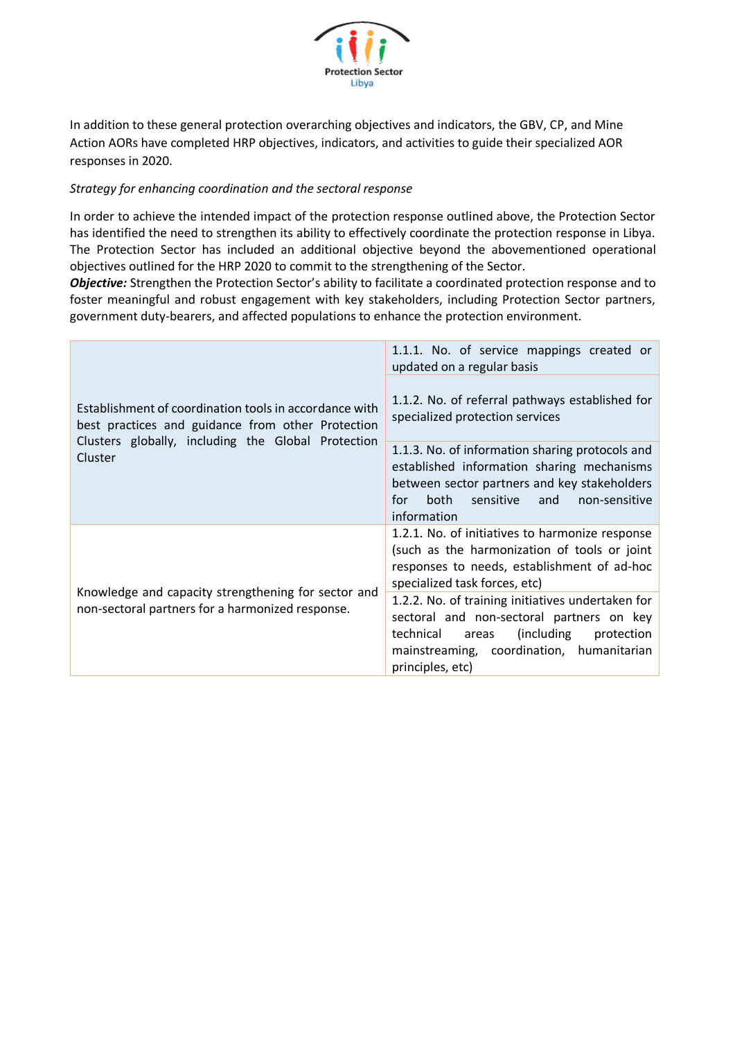In addition to these general protection overarching objectives and indicators, the GBV, CP, and Mine Action AORs have completed HRP objectives, indicators, and activities to guide their specialized AOR responses in 2020.

*Strategy for enhancing coordination and the sectoral response*

In order to achieve the intended impact of the protection response outlined above, the Protection Sector has identified the need to strengthen its ability to effectively coordinate the protection response in Libya. The Protection Sector has included an additional objective beyond the abovementioned operational objectives outlined for the HRP 2020 to commit to the strengthening of the Sector.

***Objective:*** Strengthen the Protection Sector's ability to facilitate a coordinated protection response and to foster meaningful and robust engagement with key stakeholders, including Protection Sector partners, government duty-bearers, and affected populations to enhance the protection environment.

| | |
|---|---|
| Establishment of coordination tools in accordance with best practices and guidance from other Protection Clusters globally, including the Global Protection Cluster | 1.1.1. No. of service mappings created or updated on a regular basis |
| | 1.1.2. No. of referral pathways established for specialized protection services |
| | 1.1.3. No. of information sharing protocols and established information sharing mechanisms between sector partners and key stakeholders for both sensitive and non-sensitive information |
| Knowledge and capacity strengthening for sector and non-sectoral partners for a harmonized response. | 1.2.1. No. of initiatives to harmonize response (such as the harmonization of tools or joint responses to needs, establishment of ad-hoc specialized task forces, etc) |
| | 1.2.2. No. of training initiatives undertaken for sectoral and non-sectoral partners on key technical areas (including protection mainstreaming, coordination, humanitarian principles, etc) |